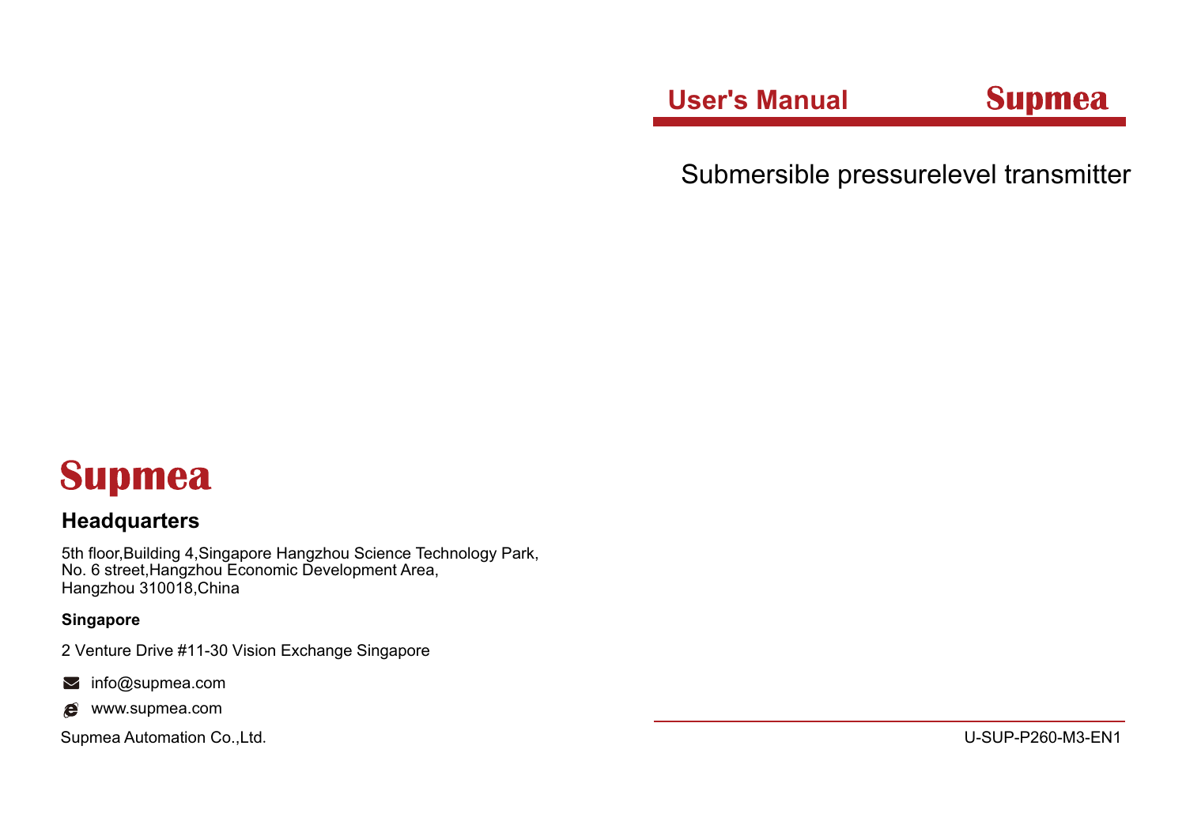**User's Manual** **Supmea**

# Submersible pressurelevel transmitter

U-SUP-P260-M3-EN1

**Supmea**

## Headquarters

5th floor,Building 4,Singapore Hangzhou Science Technology Park,
No. 6 street,Hangzhou Economic Development Area,
Hangzhou 310018,China

**Singapore**

2 Venture Drive #11-30 Vision Exchange Singapore

info@supmea.com

www.supmea.com

Supmea Automation Co.,Ltd.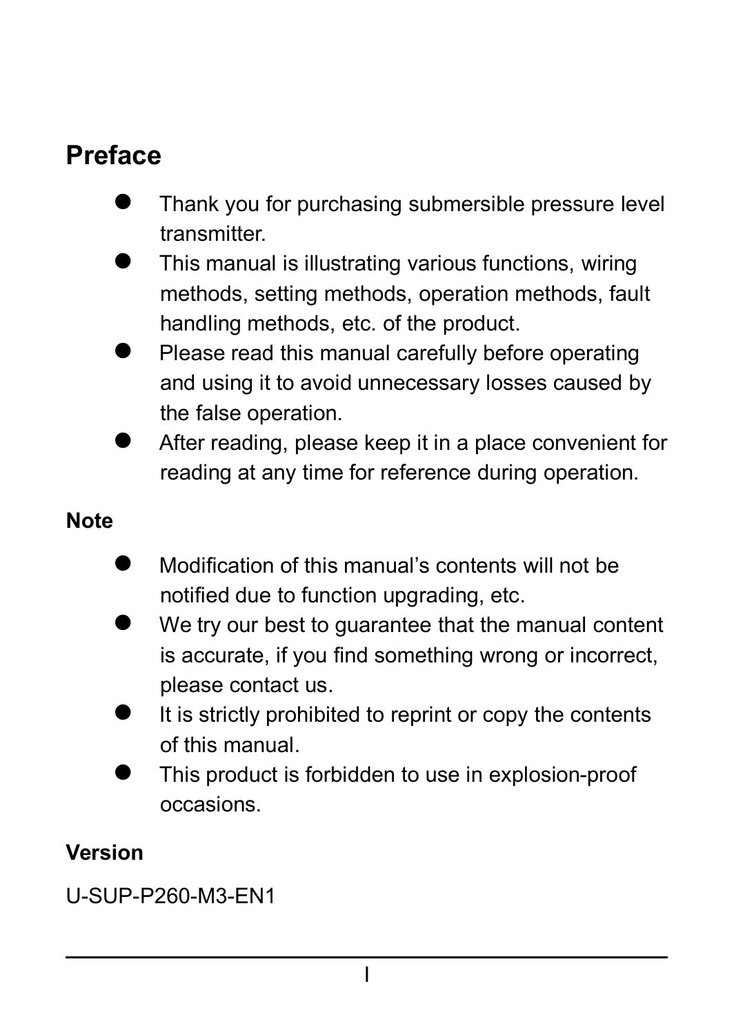# Preface

- Thank you for purchasing submersible pressure level transmitter.
- This manual is illustrating various functions, wiring methods, setting methods, operation methods, fault handling methods, etc. of the product.
- Please read this manual carefully before operating and using it to avoid unnecessary losses caused by the false operation.
- After reading, please keep it in a place convenient for reading at any time for reference during operation.

## Note

- Modification of this manual's contents will not be notified due to function upgrading, etc.
- We try our best to guarantee that the manual content is accurate, if you find something wrong or incorrect, please contact us.
- It is strictly prohibited to reprint or copy the contents of this manual.
- This product is forbidden to use in explosion-proof occasions.

## Version

U-SUP-P260-M3-EN1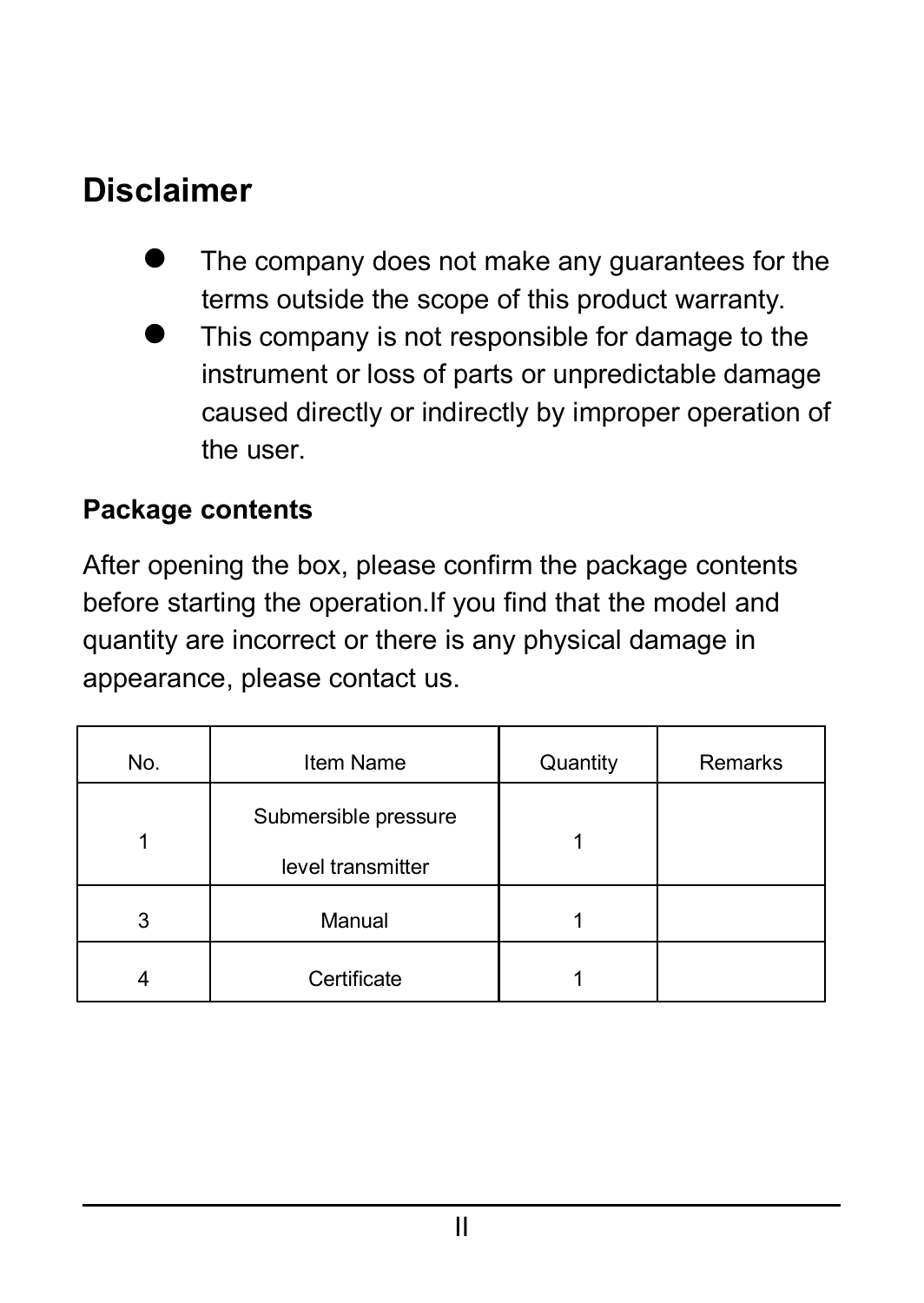# Disclaimer

- The company does not make any guarantees for the terms outside the scope of this product warranty.
- This company is not responsible for damage to the instrument or loss of parts or unpredictable damage caused directly or indirectly by improper operation of the user.

## Package contents

After opening the box, please confirm the package contents before starting the operation.If you find that the model and quantity are incorrect or there is any physical damage in appearance, please contact us.

| No. | Item Name | Quantity | Remarks |
|---|---|---|---|
| 1 | Submersible pressure level transmitter | 1 | |
| 3 | Manual | 1 | |
| 4 | Certificate | 1 | |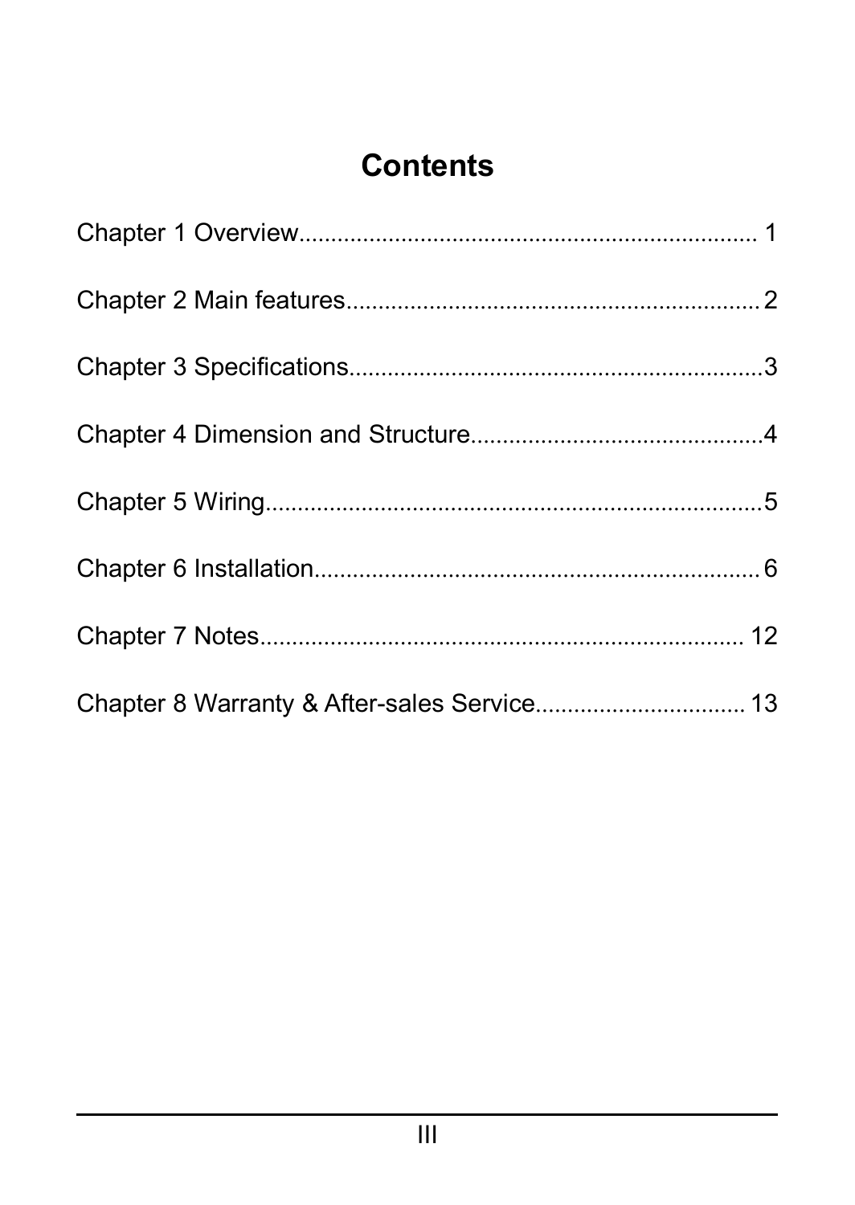# Contents

Chapter 1 Overview........................................................................ 1

Chapter 2 Main features................................................................ 2

Chapter 3 Specifications................................................................3

Chapter 4 Dimension and Structure.............................................4

Chapter 5 Wiring.............................................................................5

Chapter 6 Installation..................................................................... 6

Chapter 7 Notes........................................................................... 12

Chapter 8 Warranty & After-sales Service................................ 13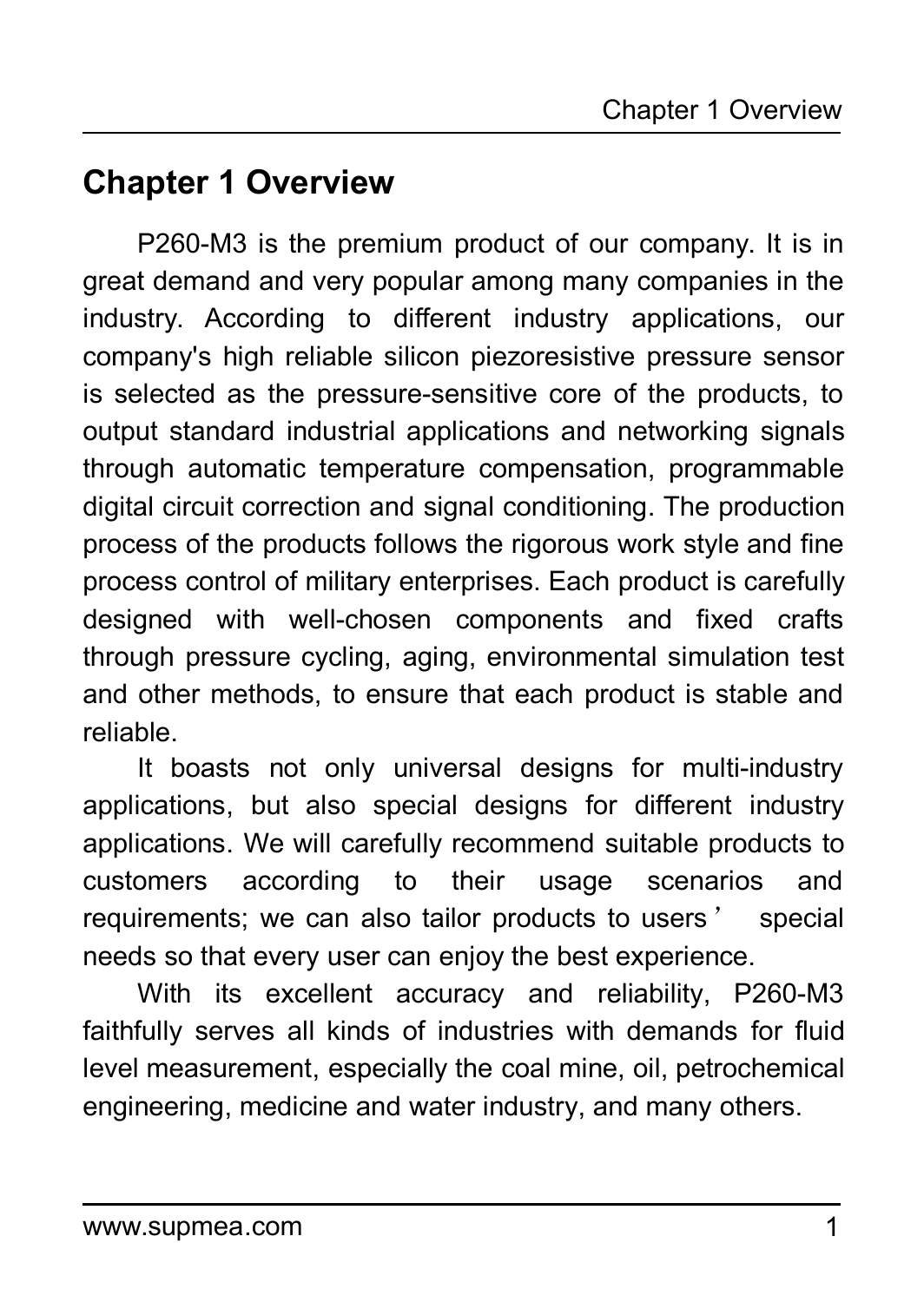# Chapter 1 Overview

P260-M3 is the premium product of our company. It is in great demand and very popular among many companies in the industry. According to different industry applications, our company's high reliable silicon piezoresistive pressure sensor is selected as the pressure-sensitive core of the products, to output standard industrial applications and networking signals through automatic temperature compensation, programmable digital circuit correction and signal conditioning. The production process of the products follows the rigorous work style and fine process control of military enterprises. Each product is carefully designed with well-chosen components and fixed crafts through pressure cycling, aging, environmental simulation test and other methods, to ensure that each product is stable and reliable.

It boasts not only universal designs for multi-industry applications, but also special designs for different industry applications. We will carefully recommend suitable products to customers according to their usage scenarios and requirements; we can also tailor products to users' special needs so that every user can enjoy the best experience.

With its excellent accuracy and reliability, P260-M3 faithfully serves all kinds of industries with demands for fluid level measurement, especially the coal mine, oil, petrochemical engineering, medicine and water industry, and many others.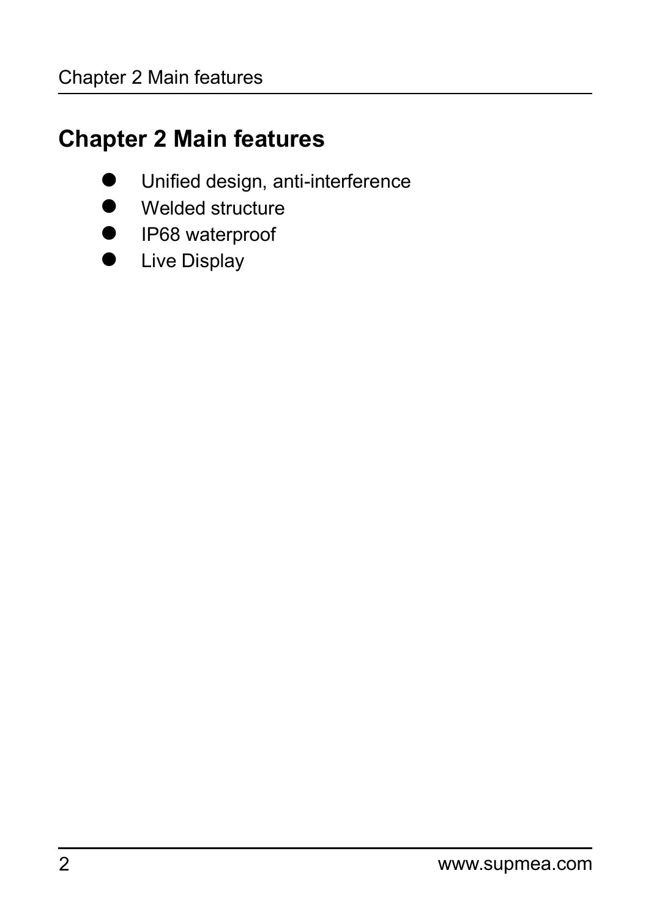# Chapter 2 Main features

- Unified design, anti-interference
- Welded structure
- IP68 waterproof
- Live Display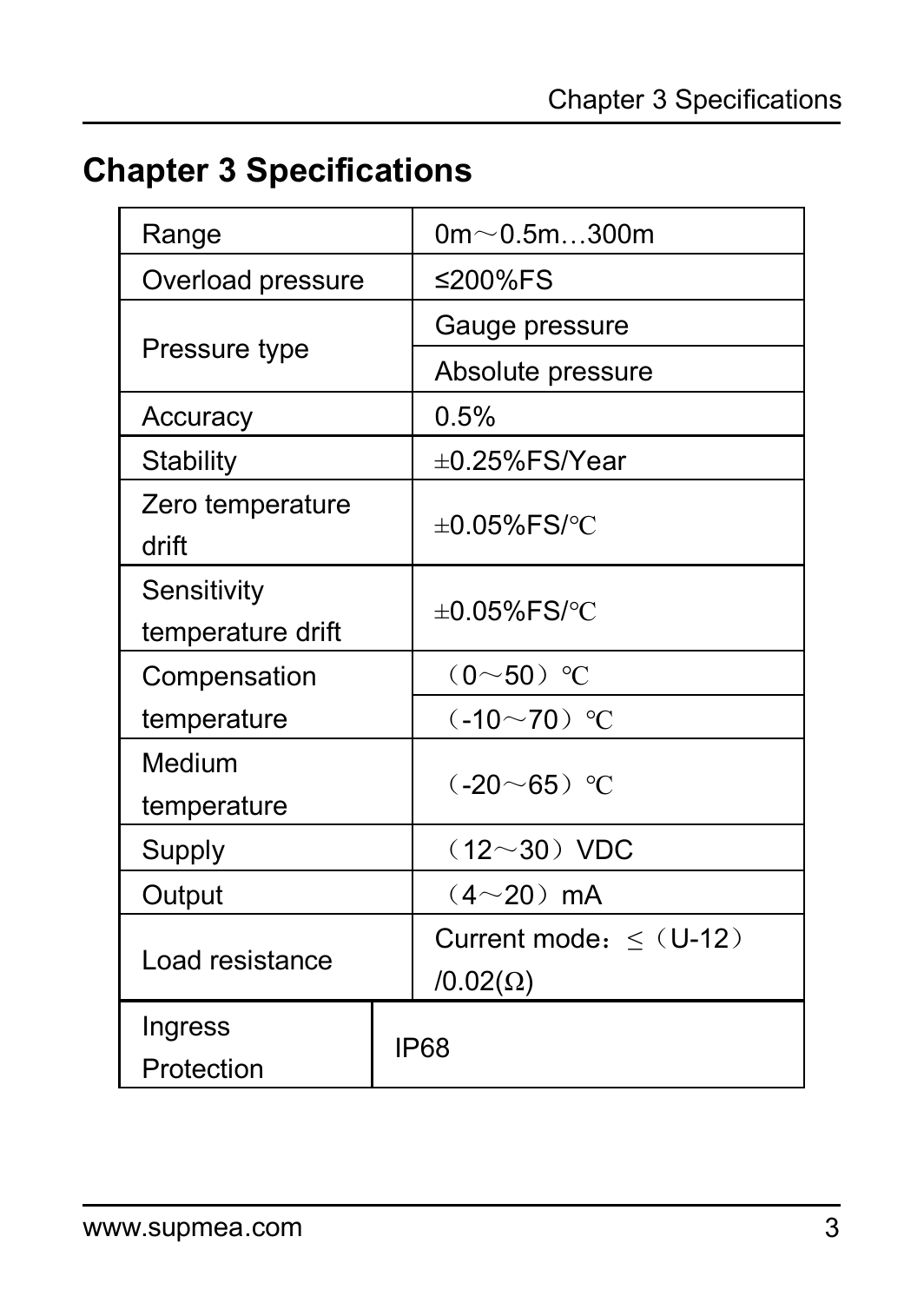# Chapter 3 Specifications

| Range | 0m～0.5m…300m |
|---|---|
| Overload pressure | ≤200%FS |
| Pressure type | Gauge pressure |
| | Absolute pressure |
| Accuracy | 0.5% |
| Stability | ±0.25%FS/Year |
| Zero temperature drift | ±0.05%FS/℃ |
| Sensitivity temperature drift | ±0.05%FS/℃ |
| Compensation temperature | （0～50）℃ |
| | （-10～70）℃ |
| Medium temperature | （-20～65）℃ |
| Supply | （12～30）VDC |
| Output | （4～20）mA |
| Load resistance | Current mode：≤（U-12）/0.02(Ω) |
| Ingress Protection | IP68 |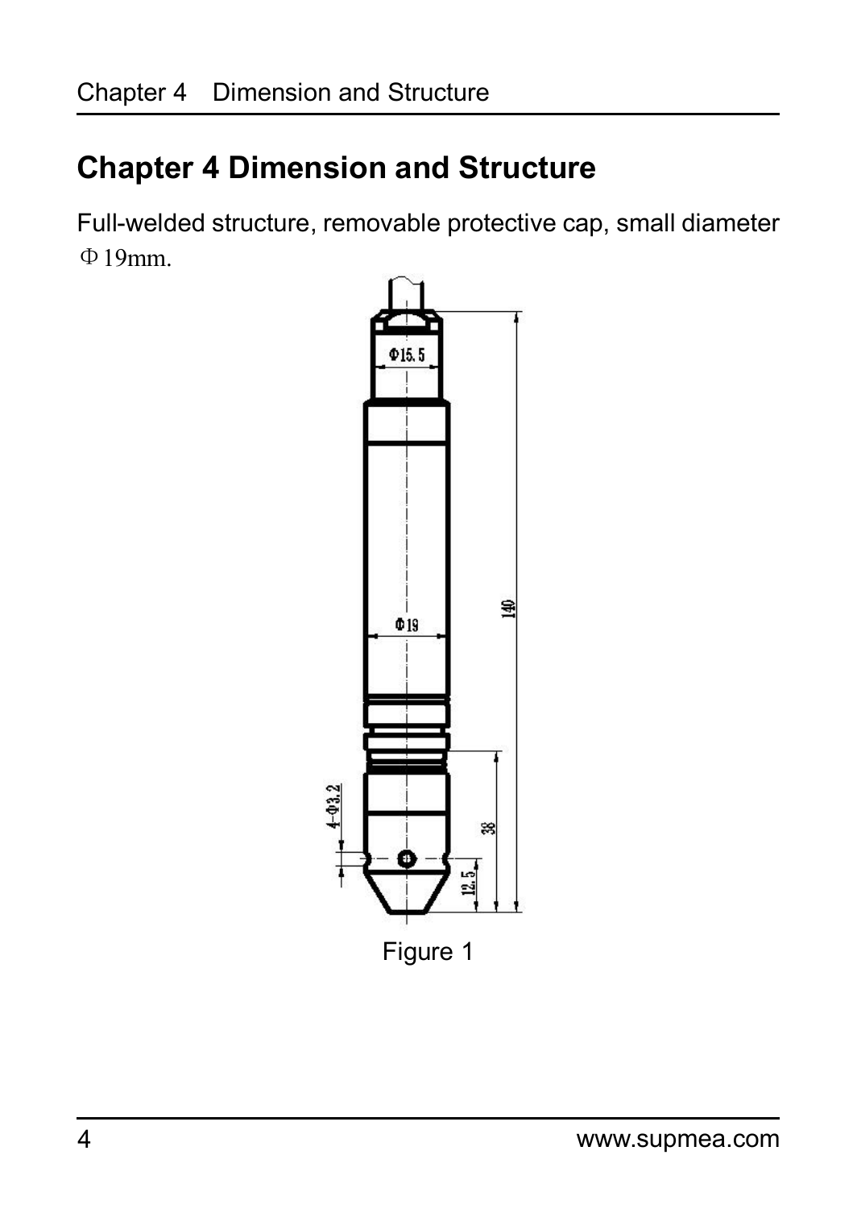# Chapter 4 Dimension and Structure

Full-welded structure, removable protective cap, small diameter Φ19mm.

Figure 1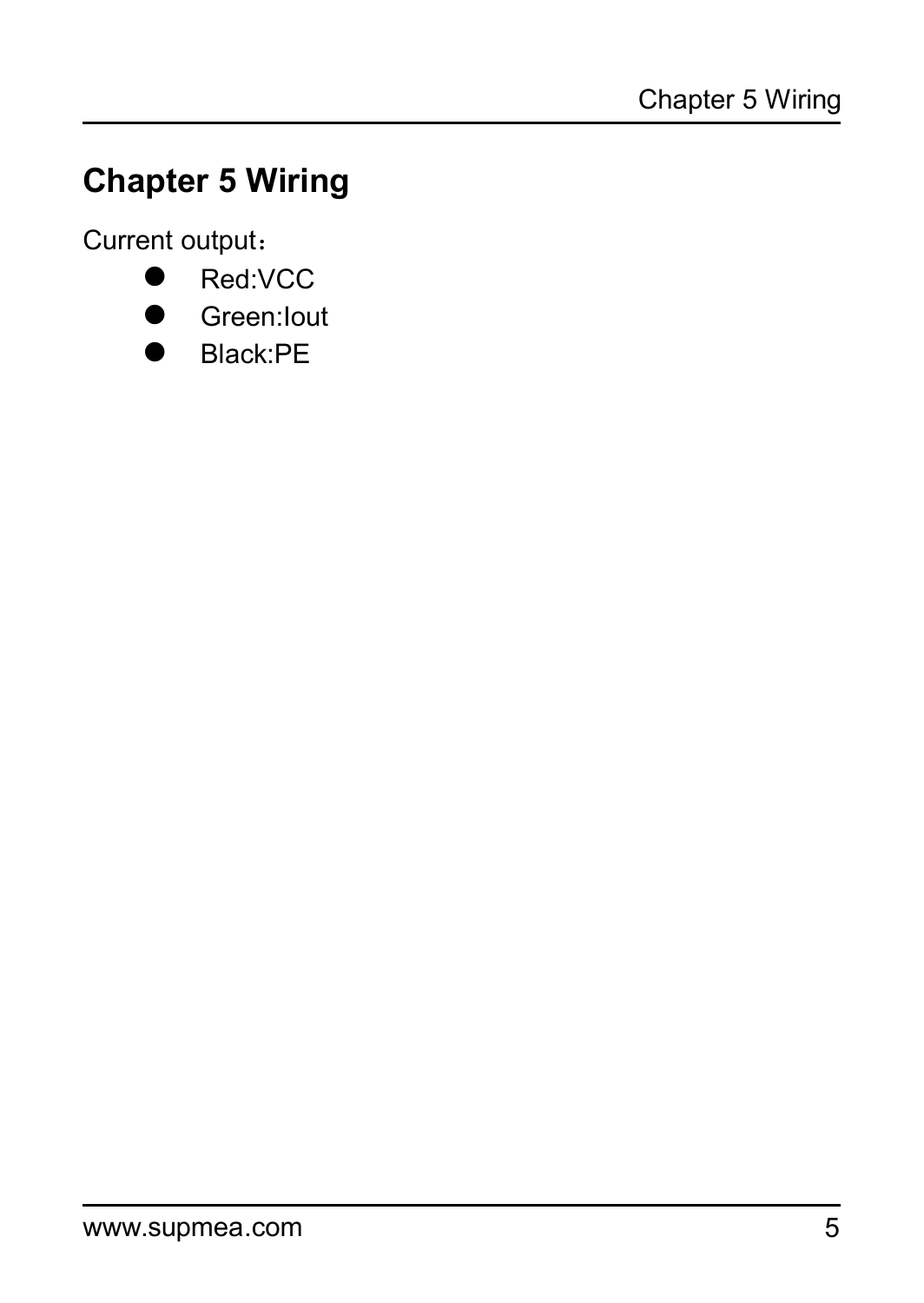# Chapter 5 Wiring

Current output：

- Red:VCC
- Green:Iout
- Black:PE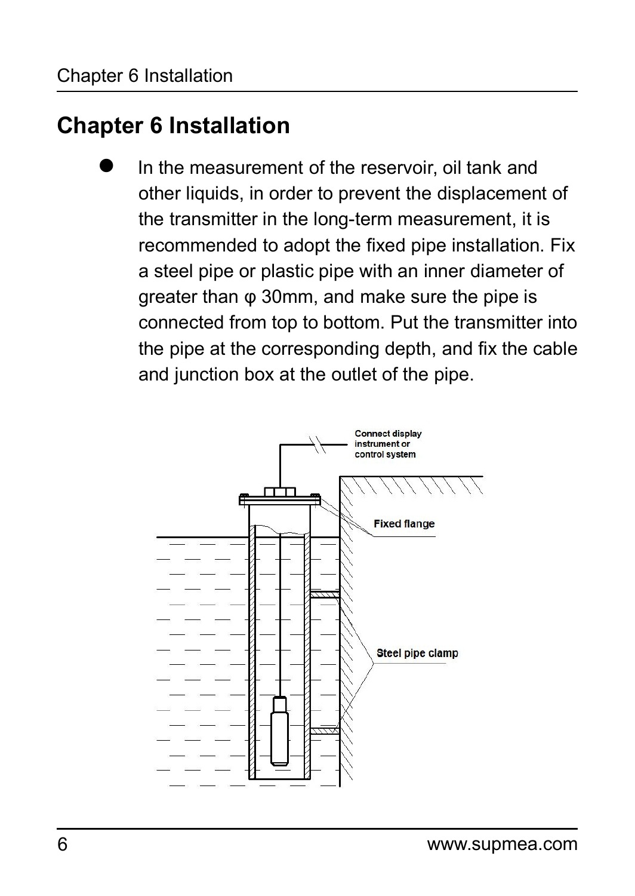# Chapter 6 Installation

- In the measurement of the reservoir, oil tank and other liquids, in order to prevent the displacement of the transmitter in the long-term measurement, it is recommended to adopt the fixed pipe installation. Fix a steel pipe or plastic pipe with an inner diameter of greater than φ 30mm, and make sure the pipe is connected from top to bottom. Put the transmitter into the pipe at the corresponding depth, and fix the cable and junction box at the outlet of the pipe.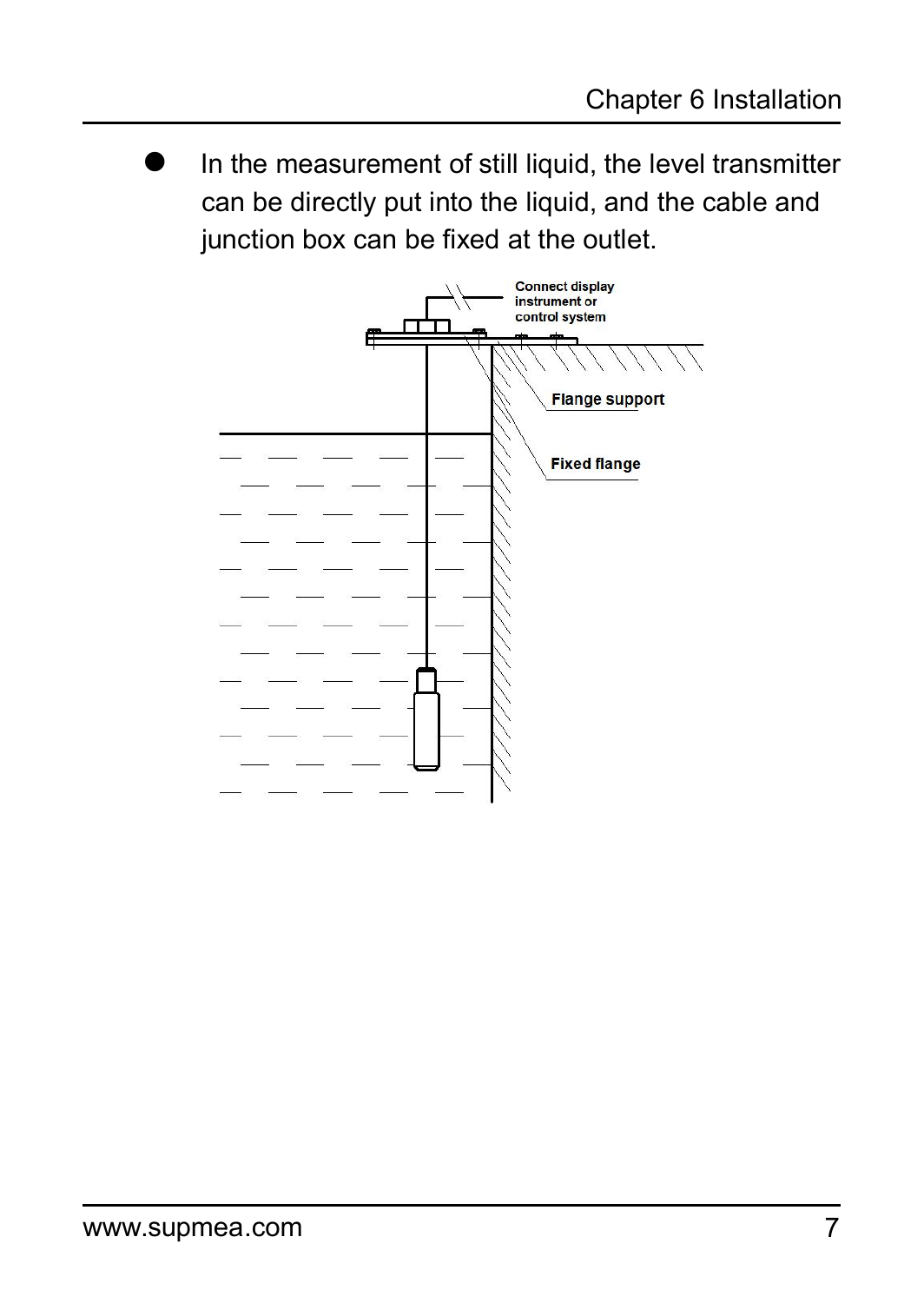- In the measurement of still liquid, the level transmitter can be directly put into the liquid, and the cable and junction box can be fixed at the outlet.

Connect display instrument or control system

Flange support

Fixed flange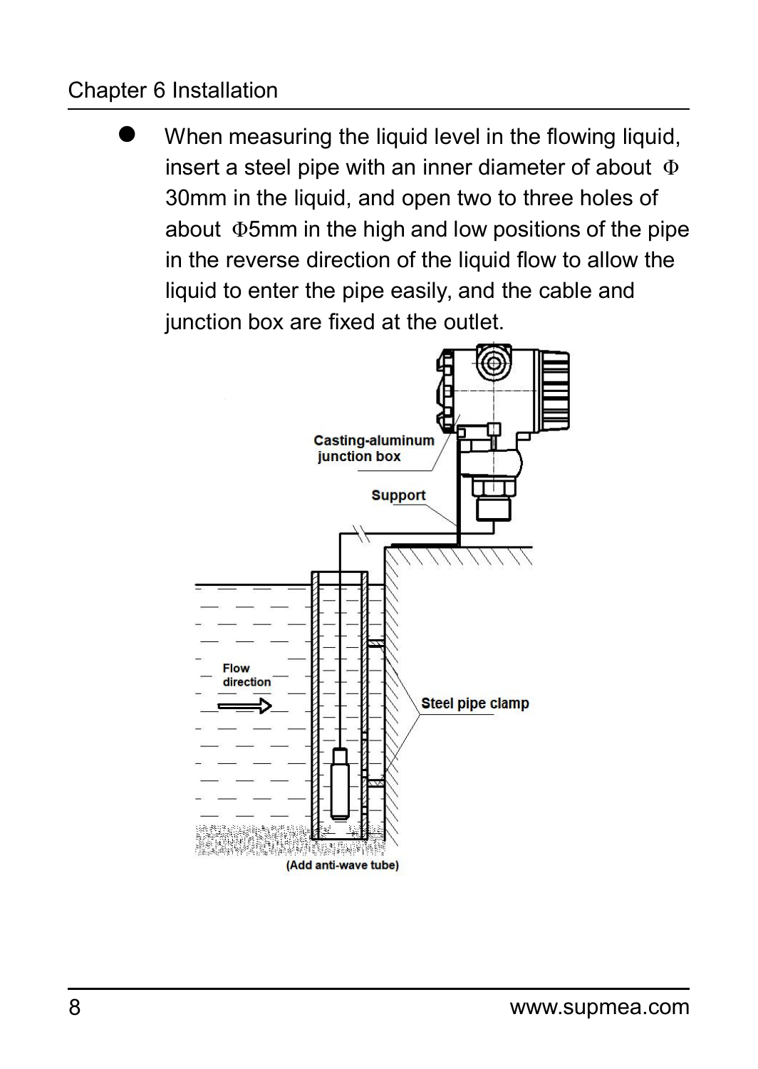- When measuring the liquid level in the flowing liquid, insert a steel pipe with an inner diameter of about Φ30mm in the liquid, and open two to three holes of about Φ5mm in the high and low positions of the pipe in the reverse direction of the liquid flow to allow the liquid to enter the pipe easily, and the cable and junction box are fixed at the outlet.

Casting-aluminum junction box

Support

Flow direction

Steel pipe clamp

(Add anti-wave tube)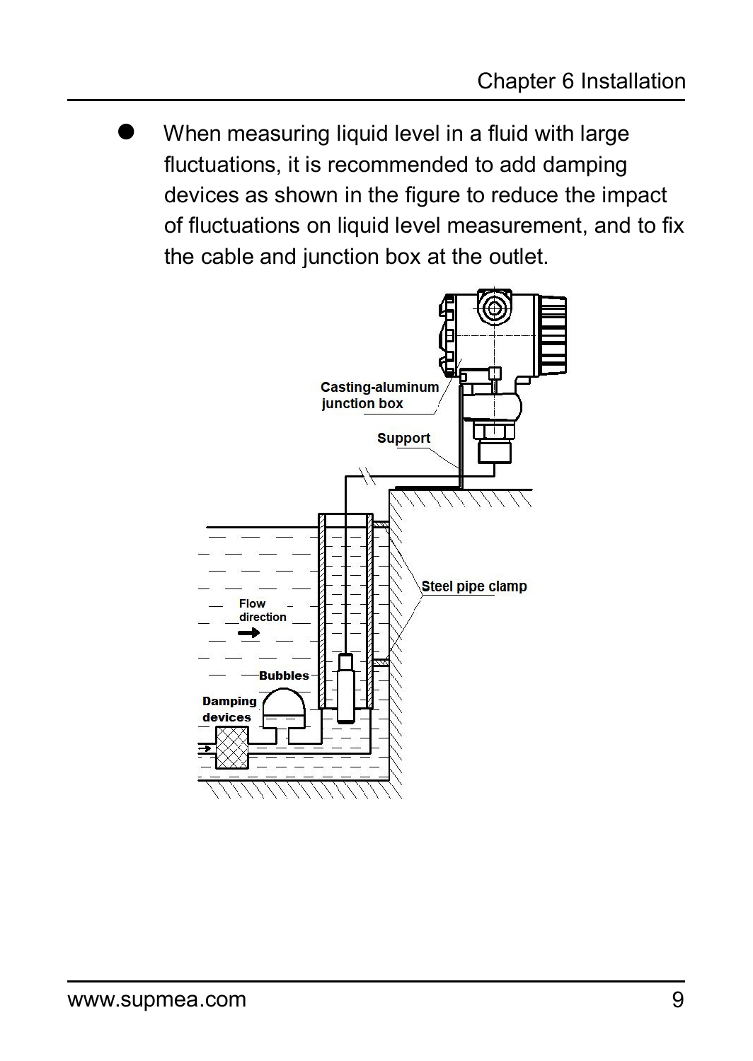- When measuring liquid level in a fluid with large fluctuations, it is recommended to add damping devices as shown in the figure to reduce the impact of fluctuations on liquid level measurement, and to fix the cable and junction box at the outlet.

Casting-aluminum junction box

Support

Steel pipe clamp

Flow direction

Bubbles

Damping devices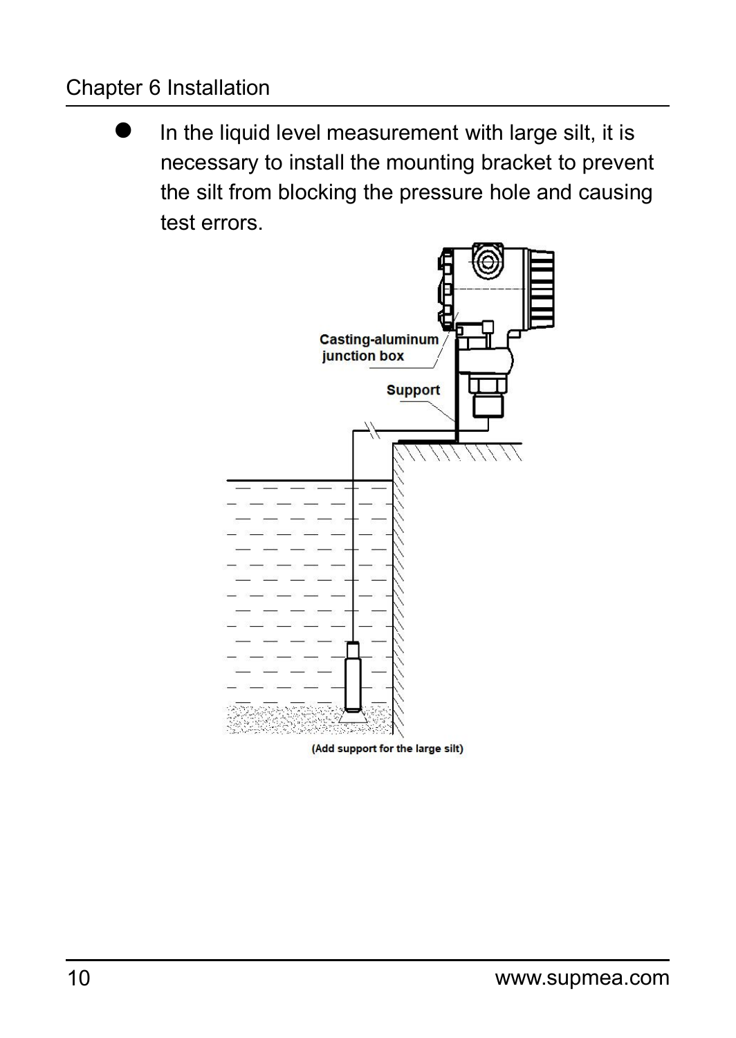- In the liquid level measurement with large silt, it is necessary to install the mounting bracket to prevent the silt from blocking the pressure hole and causing test errors.

Casting-aluminum junction box

Support

(Add support for the large silt)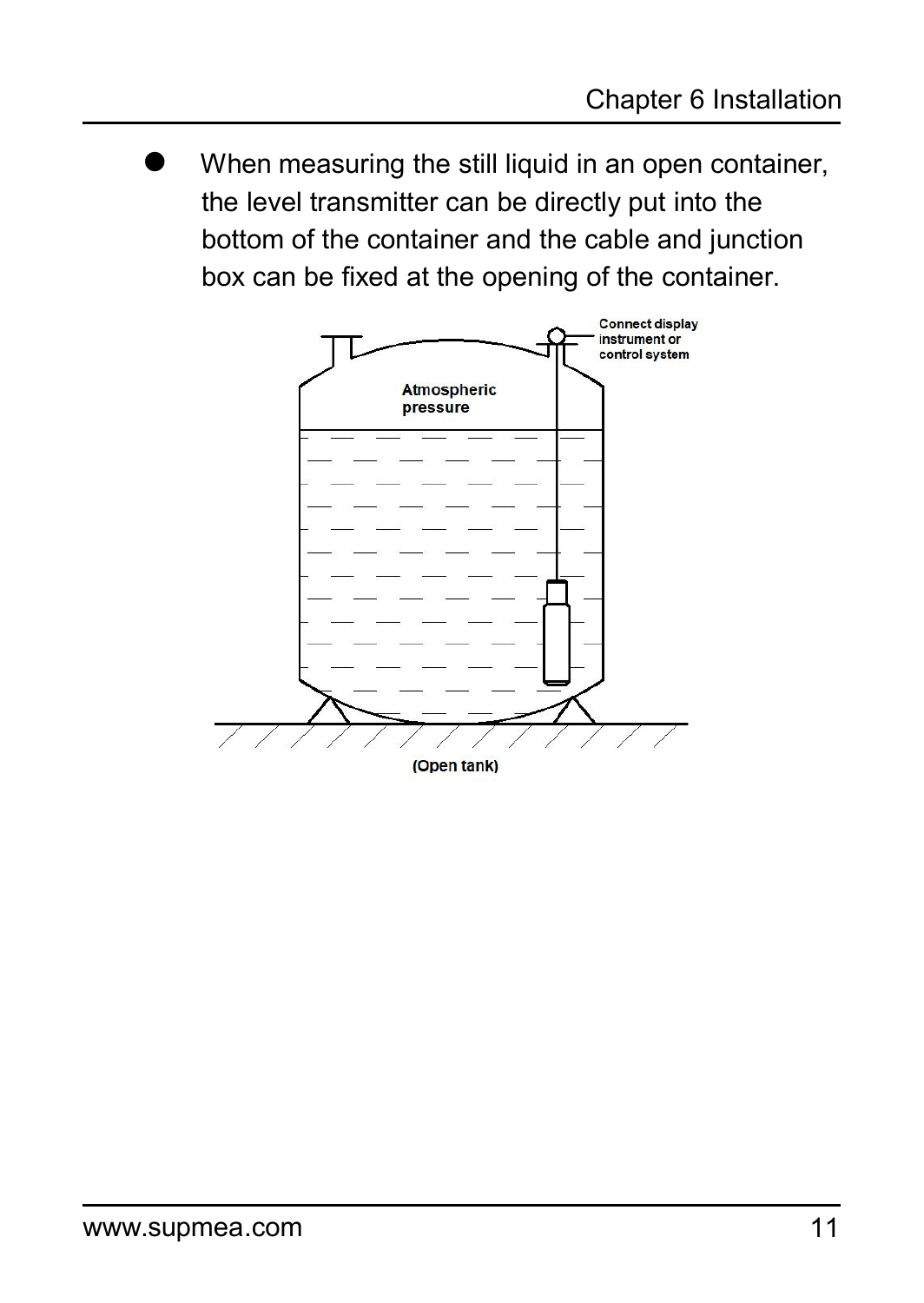- When measuring the still liquid in an open container, the level transmitter can be directly put into the bottom of the container and the cable and junction box can be fixed at the opening of the container.

Connect display instrument or control system

Atmospheric pressure

(Open tank)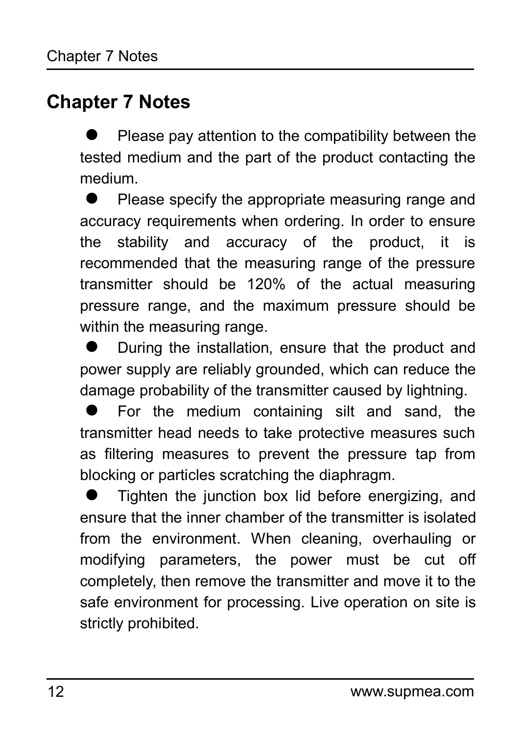# Chapter 7 Notes

- Please pay attention to the compatibility between the tested medium and the part of the product contacting the medium.
- Please specify the appropriate measuring range and accuracy requirements when ordering. In order to ensure the stability and accuracy of the product, it is recommended that the measuring range of the pressure transmitter should be 120% of the actual measuring pressure range, and the maximum pressure should be within the measuring range.
- During the installation, ensure that the product and power supply are reliably grounded, which can reduce the damage probability of the transmitter caused by lightning.
- For the medium containing silt and sand, the transmitter head needs to take protective measures such as filtering measures to prevent the pressure tap from blocking or particles scratching the diaphragm.
- Tighten the junction box lid before energizing, and ensure that the inner chamber of the transmitter is isolated from the environment. When cleaning, overhauling or modifying parameters, the power must be cut off completely, then remove the transmitter and move it to the safe environment for processing. Live operation on site is strictly prohibited.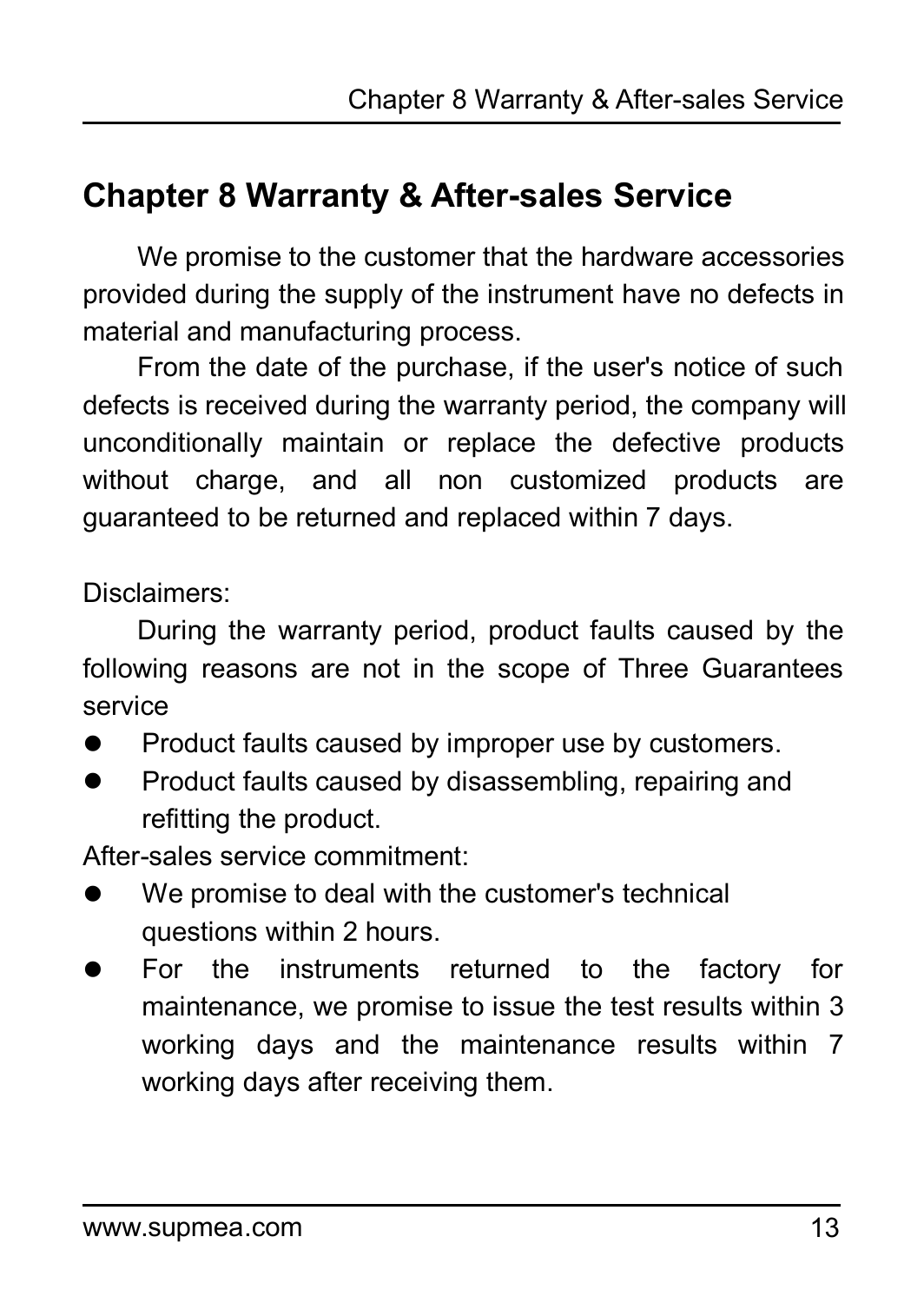# Chapter 8 Warranty & After-sales Service

We promise to the customer that the hardware accessories provided during the supply of the instrument have no defects in material and manufacturing process.

From the date of the purchase, if the user's notice of such defects is received during the warranty period, the company will unconditionally maintain or replace the defective products without charge, and all non customized products are guaranteed to be returned and replaced within 7 days.

Disclaimers:

During the warranty period, product faults caused by the following reasons are not in the scope of Three Guarantees service

- Product faults caused by improper use by customers.
- Product faults caused by disassembling, repairing and refitting the product.

After-sales service commitment:

- We promise to deal with the customer's technical questions within 2 hours.
- For the instruments returned to the factory for maintenance, we promise to issue the test results within 3 working days and the maintenance results within 7 working days after receiving them.